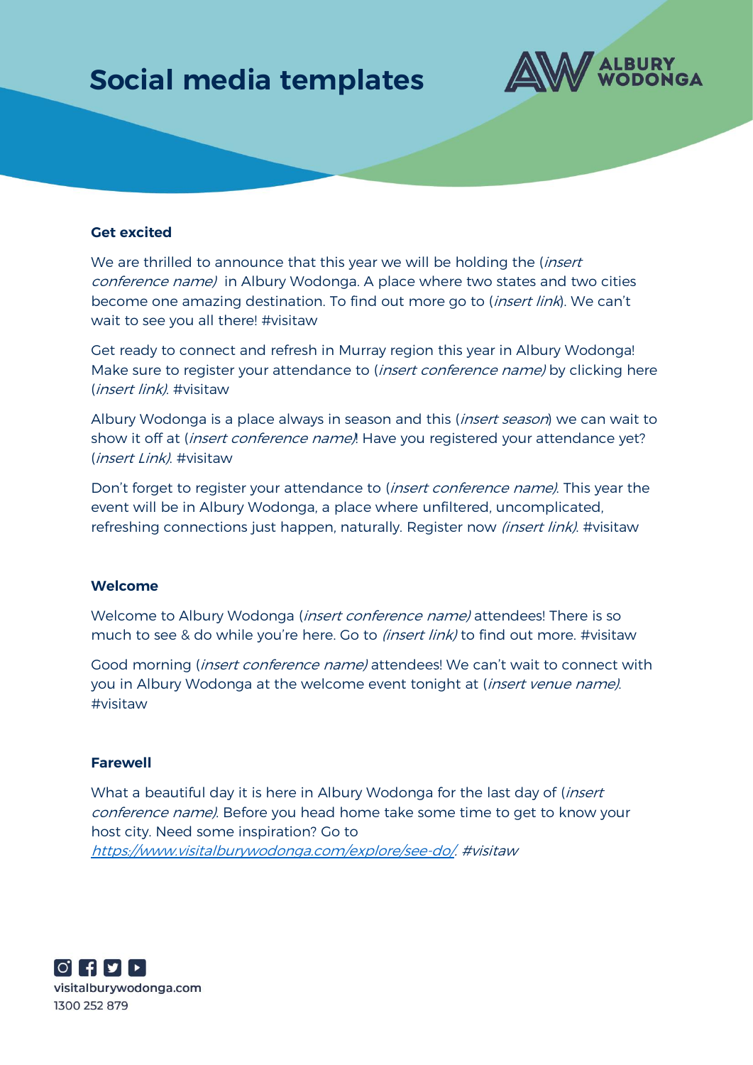# Social media templates

ALBURY WODONGA

## Get excited

We are thrilled to announce that this year we will be holding the (*insert conference name*) in Albury Wodonga. A place where two states and two cities become one amazing destination. To find out more go to (*insert link*). We can't wait to see you all there! #visitaw

Get ready to connect and refresh in Murray region this year in Albury Wodonga! Make sure to register your attendance to (*insert conference name)* by clicking here (*insert link)*. #visitaw

Albury Wodonga is a place always in season and this (*insert season*) we can wait to show it off at (*insert conference name)*! Have you registered your attendance yet? (*insert Link)*. #visitaw

Don't forget to register your attendance to (*insert conference name)*. This year the event will be in Albury Wodonga, a place where unfiltered, uncomplicated, refreshing connections just happen, naturally. Register now *(insert link)*. #visitaw

## Welcome

Welcome to Albury Wodonga (*insert conference name)* attendees! There is so much to see & do while you're here. Go to *(insert link)* to find out more. #visitaw

Good morning (*insert conference name)* attendees! We can't wait to connect with you in Albury Wodonga at the welcome event tonight at (*insert venue name)*. #visitaw

## Farewell

What a beautiful day it is here in Albury Wodonga for the last day of (*insert conference name)*. Before you head home take some time to get to know your host city. Need some inspiration? Go to [https://www.visitalburywodonga.com/explore/see-do/](https://www.visitalburywodonga.com/explore/see-do/). *#visitaw*

visitalburywodonga.com
1300 252 879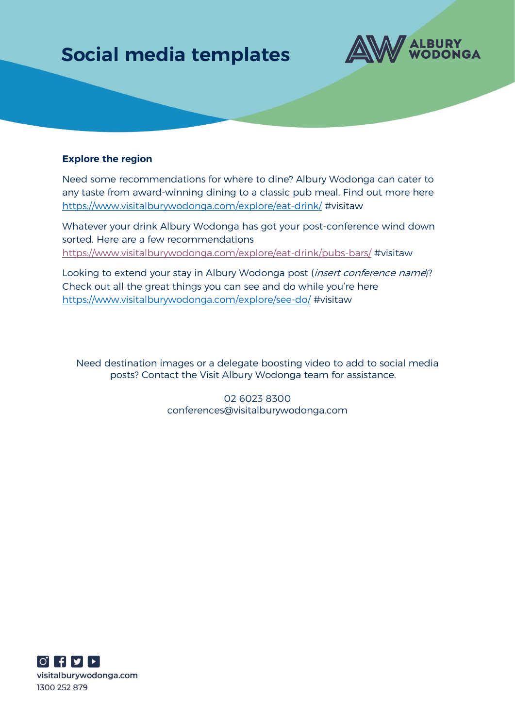# Social media templates

### Explore the region

Need some recommendations for where to dine? Albury Wodonga can cater to any taste from award-winning dining to a classic pub meal. Find out more here https://www.visitalburywodonga.com/explore/eat-drink/ #visitaw

Whatever your drink Albury Wodonga has got your post-conference wind down sorted. Here are a few recommendations https://www.visitalburywodonga.com/explore/eat-drink/pubs-bars/ #visitaw

Looking to extend your stay in Albury Wodonga post (*insert conference name*)? Check out all the great things you can see and do while you're here https://www.visitalburywodonga.com/explore/see-do/ #visitaw

Need destination images or a delegate boosting video to add to social media posts? Contact the Visit Albury Wodonga team for assistance.

02 6023 8300
conferences@visitalburywodonga.com

visitalburywodonga.com
1300 252 879